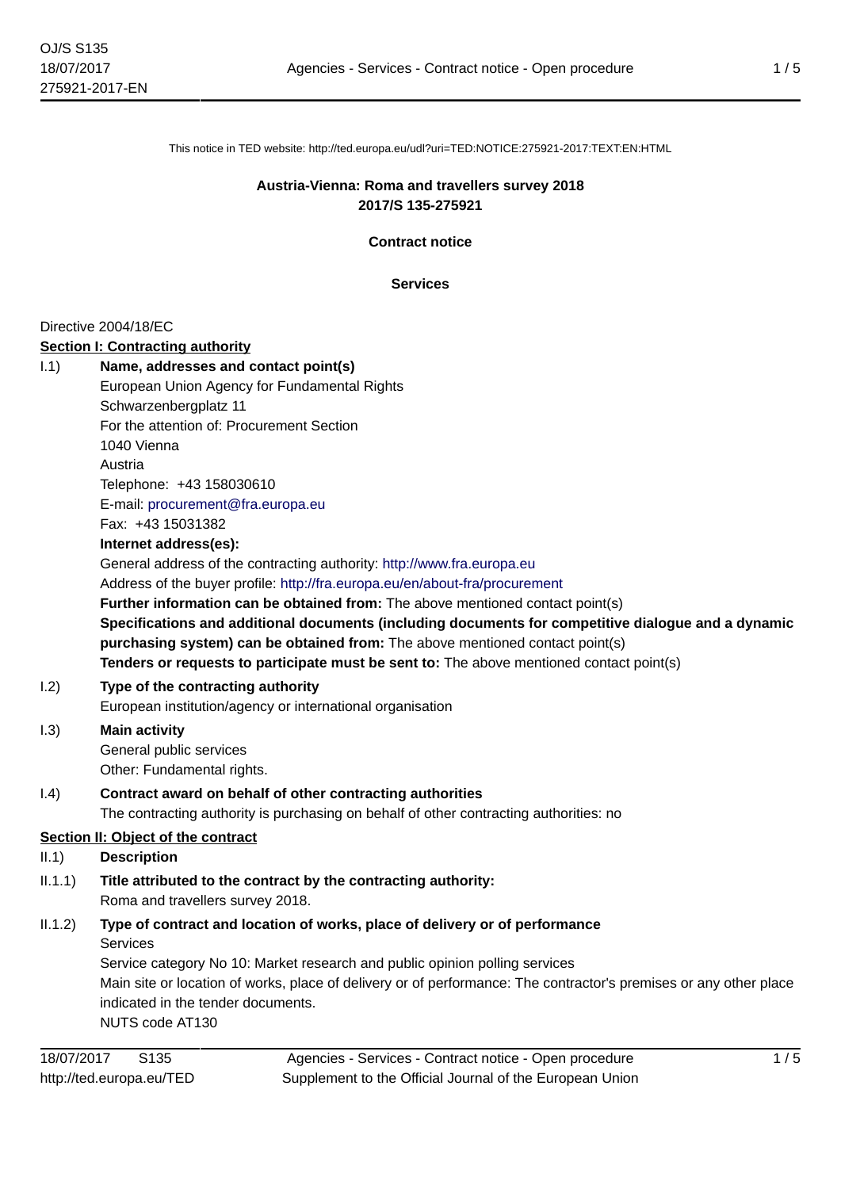This notice in TED website: http://ted.europa.eu/udl?uri=TED:NOTICE:275921-2017:TEXT:EN:HTML

**Austria-Vienna: Roma and travellers survey 2018**
**2017/S 135-275921**

**Contract notice**

**Services**

Directive 2004/18/EC

**Section I: Contracting authority**

I.1) **Name, addresses and contact point(s)**

European Union Agency for Fundamental Rights
Schwarzenbergplatz 11
For the attention of: Procurement Section
1040 Vienna
Austria
Telephone: +43 158030610
E-mail: procurement@fra.europa.eu
Fax: +43 15031382

**Internet address(es):**

General address of the contracting authority: http://www.fra.europa.eu
Address of the buyer profile: http://fra.europa.eu/en/about-fra/procurement

**Further information can be obtained from:** The above mentioned contact point(s)

**Specifications and additional documents (including documents for competitive dialogue and a dynamic purchasing system) can be obtained from:** The above mentioned contact point(s)

**Tenders or requests to participate must be sent to:** The above mentioned contact point(s)

I.2) **Type of the contracting authority**

European institution/agency or international organisation

I.3) **Main activity**

General public services
Other: Fundamental rights.

I.4) **Contract award on behalf of other contracting authorities**

The contracting authority is purchasing on behalf of other contracting authorities: no

**Section II: Object of the contract**

II.1) **Description**

II.1.1) **Title attributed to the contract by the contracting authority:**

Roma and travellers survey 2018.

II.1.2) **Type of contract and location of works, place of delivery or of performance**

Services
Service category No 10: Market research and public opinion polling services
Main site or location of works, place of delivery or of performance: The contractor's premises or any other place indicated in the tender documents.
NUTS code AT130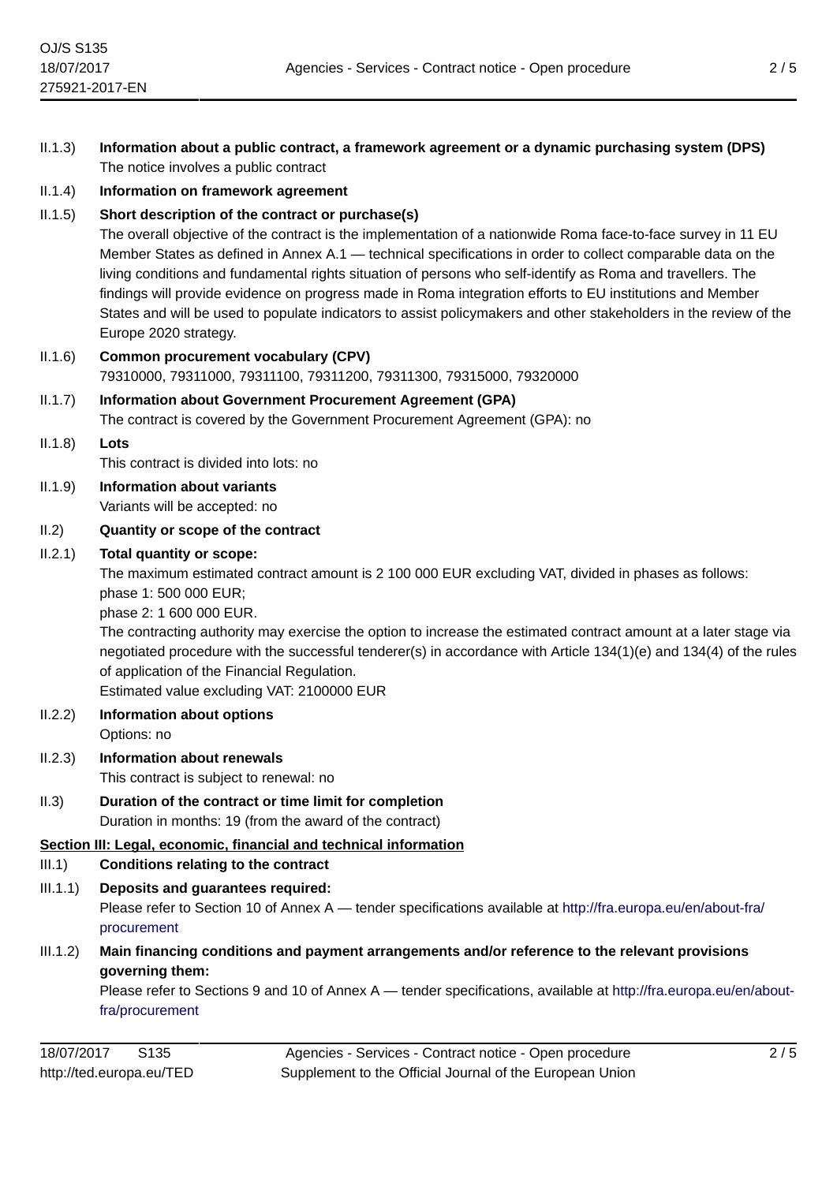II.1.3) **Information about a public contract, a framework agreement or a dynamic purchasing system (DPS)**
The notice involves a public contract

II.1.4) **Information on framework agreement**

II.1.5) **Short description of the contract or purchase(s)**
The overall objective of the contract is the implementation of a nationwide Roma face-to-face survey in 11 EU Member States as defined in Annex A.1 — technical specifications in order to collect comparable data on the living conditions and fundamental rights situation of persons who self-identify as Roma and travellers. The findings will provide evidence on progress made in Roma integration efforts to EU institutions and Member States and will be used to populate indicators to assist policymakers and other stakeholders in the review of the Europe 2020 strategy.

II.1.6) **Common procurement vocabulary (CPV)**
79310000, 79311000, 79311100, 79311200, 79311300, 79315000, 79320000

II.1.7) **Information about Government Procurement Agreement (GPA)**
The contract is covered by the Government Procurement Agreement (GPA): no

II.1.8) **Lots**
This contract is divided into lots: no

II.1.9) **Information about variants**
Variants will be accepted: no

II.2) **Quantity or scope of the contract**

II.2.1) **Total quantity or scope:**
The maximum estimated contract amount is 2 100 000 EUR excluding VAT, divided in phases as follows:
phase 1: 500 000 EUR;
phase 2: 1 600 000 EUR.
The contracting authority may exercise the option to increase the estimated contract amount at a later stage via negotiated procedure with the successful tenderer(s) in accordance with Article 134(1)(e) and 134(4) of the rules of application of the Financial Regulation.
Estimated value excluding VAT: 2100000 EUR

II.2.2) **Information about options**
Options: no

II.2.3) **Information about renewals**
This contract is subject to renewal: no

II.3) **Duration of the contract or time limit for completion**
Duration in months: 19 (from the award of the contract)

## Section III: Legal, economic, financial and technical information

III.1) **Conditions relating to the contract**

III.1.1) **Deposits and guarantees required:**
Please refer to Section 10 of Annex A — tender specifications available at http://fra.europa.eu/en/about-fra/procurement

III.1.2) **Main financing conditions and payment arrangements and/or reference to the relevant provisions governing them:**
Please refer to Sections 9 and 10 of Annex A — tender specifications, available at http://fra.europa.eu/en/about-fra/procurement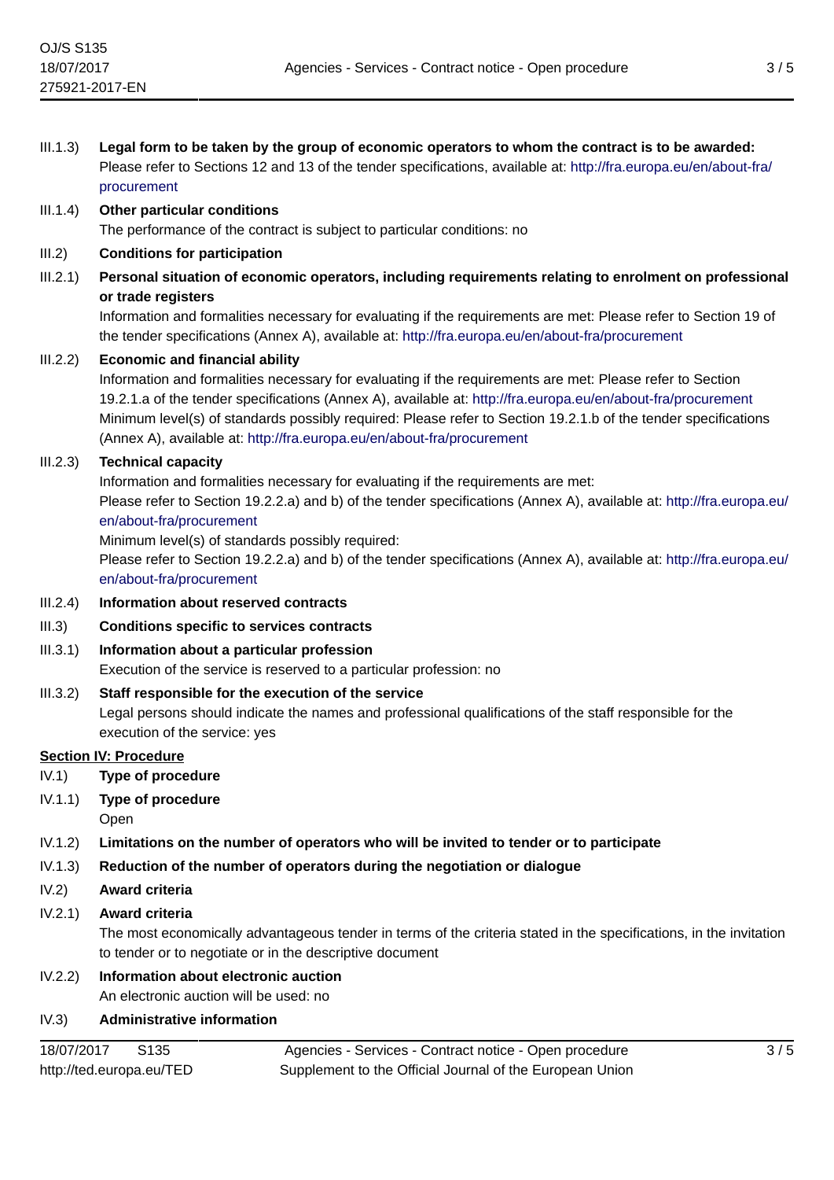III.1.3) **Legal form to be taken by the group of economic operators to whom the contract is to be awarded:**
Please refer to Sections 12 and 13 of the tender specifications, available at: http://fra.europa.eu/en/about-fra/procurement

III.1.4) **Other particular conditions**
The performance of the contract is subject to particular conditions: no

III.2) **Conditions for participation**

III.2.1) **Personal situation of economic operators, including requirements relating to enrolment on professional or trade registers**
Information and formalities necessary for evaluating if the requirements are met: Please refer to Section 19 of the tender specifications (Annex A), available at: http://fra.europa.eu/en/about-fra/procurement

III.2.2) **Economic and financial ability**
Information and formalities necessary for evaluating if the requirements are met: Please refer to Section 19.2.1.a of the tender specifications (Annex A), available at: http://fra.europa.eu/en/about-fra/procurement
Minimum level(s) of standards possibly required: Please refer to Section 19.2.1.b of the tender specifications (Annex A), available at: http://fra.europa.eu/en/about-fra/procurement

III.2.3) **Technical capacity**
Information and formalities necessary for evaluating if the requirements are met:
Please refer to Section 19.2.2.a) and b) of the tender specifications (Annex A), available at: http://fra.europa.eu/en/about-fra/procurement
Minimum level(s) of standards possibly required:
Please refer to Section 19.2.2.a) and b) of the tender specifications (Annex A), available at: http://fra.europa.eu/en/about-fra/procurement

III.2.4) **Information about reserved contracts**

III.3) **Conditions specific to services contracts**

III.3.1) **Information about a particular profession**
Execution of the service is reserved to a particular profession: no

III.3.2) **Staff responsible for the execution of the service**
Legal persons should indicate the names and professional qualifications of the staff responsible for the execution of the service: yes

## Section IV: Procedure

IV.1) **Type of procedure**

IV.1.1) **Type of procedure**
Open

IV.1.2) **Limitations on the number of operators who will be invited to tender or to participate**

IV.1.3) **Reduction of the number of operators during the negotiation or dialogue**

IV.2) **Award criteria**

IV.2.1) **Award criteria**
The most economically advantageous tender in terms of the criteria stated in the specifications, in the invitation to tender or to negotiate or in the descriptive document

IV.2.2) **Information about electronic auction**
An electronic auction will be used: no

IV.3) **Administrative information**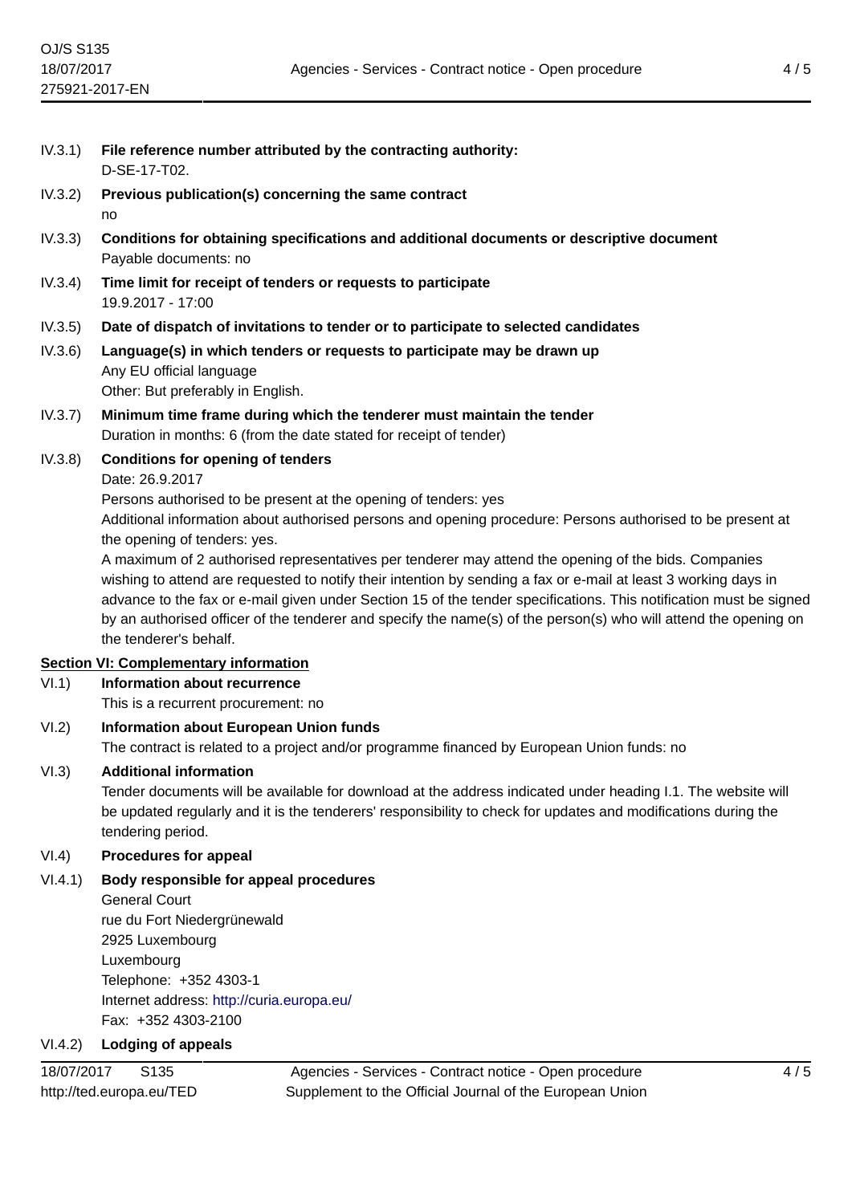IV.3.1) **File reference number attributed by the contracting authority:**
D-SE-17-T02.

IV.3.2) **Previous publication(s) concerning the same contract**
no

IV.3.3) **Conditions for obtaining specifications and additional documents or descriptive document**
Payable documents: no

IV.3.4) **Time limit for receipt of tenders or requests to participate**
19.9.2017 - 17:00

IV.3.5) **Date of dispatch of invitations to tender or to participate to selected candidates**

IV.3.6) **Language(s) in which tenders or requests to participate may be drawn up**
Any EU official language
Other: But preferably in English.

IV.3.7) **Minimum time frame during which the tenderer must maintain the tender**
Duration in months: 6 (from the date stated for receipt of tender)

IV.3.8) **Conditions for opening of tenders**
Date: 26.9.2017
Persons authorised to be present at the opening of tenders: yes
Additional information about authorised persons and opening procedure: Persons authorised to be present at the opening of tenders: yes.
A maximum of 2 authorised representatives per tenderer may attend the opening of the bids. Companies wishing to attend are requested to notify their intention by sending a fax or e-mail at least 3 working days in advance to the fax or e-mail given under Section 15 of the tender specifications. This notification must be signed by an authorised officer of the tenderer and specify the name(s) of the person(s) who will attend the opening on the tenderer's behalf.

**Section VI: Complementary information**

VI.1) **Information about recurrence**
This is a recurrent procurement: no

VI.2) **Information about European Union funds**
The contract is related to a project and/or programme financed by European Union funds: no

VI.3) **Additional information**
Tender documents will be available for download at the address indicated under heading I.1. The website will be updated regularly and it is the tenderers' responsibility to check for updates and modifications during the tendering period.

VI.4) **Procedures for appeal**

VI.4.1) **Body responsible for appeal procedures**
General Court
rue du Fort Niedergrünewald
2925 Luxembourg
Luxembourg
Telephone: +352 4303-1
Internet address: http://curia.europa.eu/
Fax: +352 4303-2100

VI.4.2) **Lodging of appeals**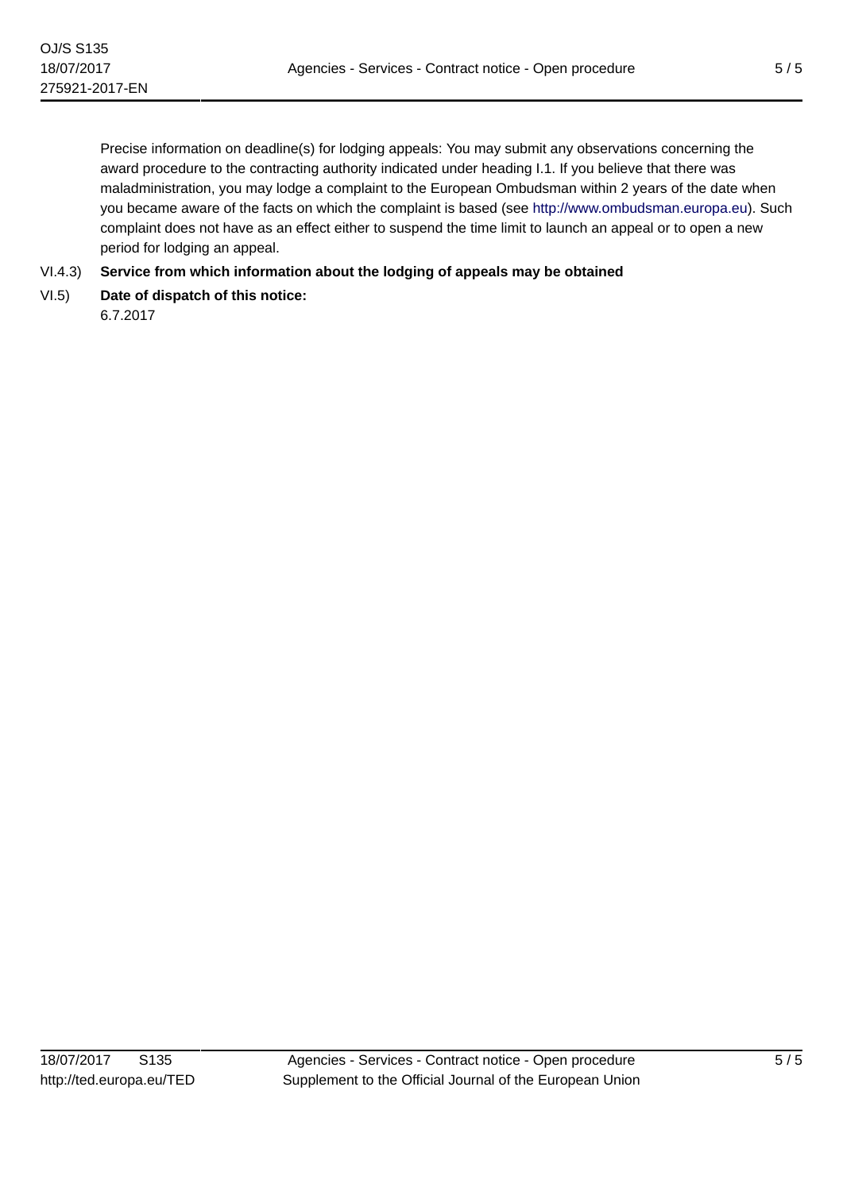Precise information on deadline(s) for lodging appeals: You may submit any observations concerning the award procedure to the contracting authority indicated under heading I.1. If you believe that there was maladministration, you may lodge a complaint to the European Ombudsman within 2 years of the date when you became aware of the facts on which the complaint is based (see http://www.ombudsman.europa.eu). Such complaint does not have as an effect either to suspend the time limit to launch an appeal or to open a new period for lodging an appeal.

VI.4.3) **Service from which information about the lodging of appeals may be obtained**

VI.5) **Date of dispatch of this notice:**

6.7.2017